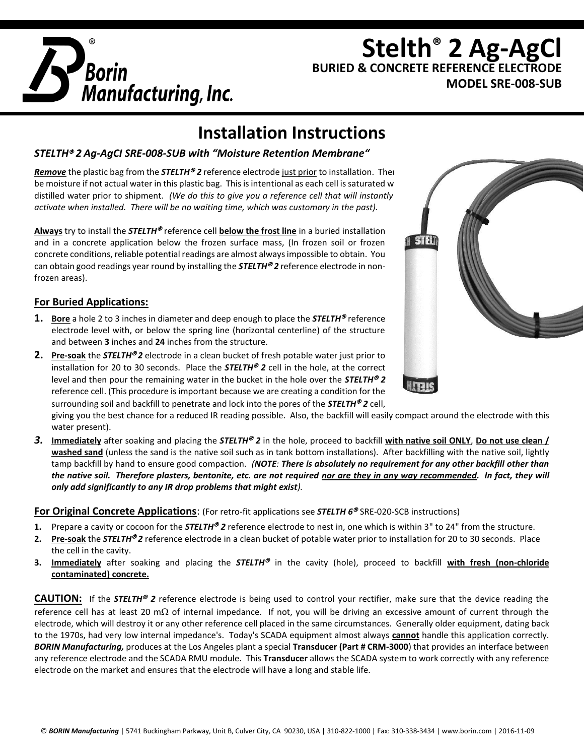# Stelth® 2 Ag-AgCl

**BURIED & CONCRETE REFERENCE ELECTRODE**

**MODEL SRE-008-SUB**

## Installation Instructions

***STELTH® 2 Ag-AgCl SRE-008-SUB with "Moisture Retention Membrane"***

***Remove*** the plastic bag from the ***STELTH® 2*** reference electrode just prior to installation. There may be moisture if not actual water in this plastic bag. This is intentional as each cell is saturated with distilled water prior to shipment. *(We do this to give you a reference cell that will instantly activate when installed. There will be no waiting time, which was customary in the past).*

**Always** try to install the ***STELTH®*** reference cell **below the frost line** in a buried installation and in a concrete application below the frozen surface mass, (In frozen soil or frozen concrete conditions, reliable potential readings are almost always impossible to obtain. You can obtain good readings year round by installing the ***STELTH® 2*** reference electrode in non-frozen areas).

### For Buried Applications:

1. **Bore** a hole 2 to 3 inches in diameter and deep enough to place the ***STELTH®*** reference electrode level with, or below the spring line (horizontal centerline) of the structure and between **3** inches and **24** inches from the structure.
2. **Pre-soak** the ***STELTH® 2*** electrode in a clean bucket of fresh potable water just prior to installation for 20 to 30 seconds. Place the ***STELTH® 2*** cell in the hole, at the correct level and then pour the remaining water in the bucket in the hole over the ***STELTH® 2*** reference cell. (This procedure is important because we are creating a condition for the surrounding soil and backfill to penetrate and lock into the pores of the ***STELTH® 2*** cell, giving you the best chance for a reduced IR reading possible. Also, the backfill will easily compact around the electrode with this water present).
3. **Immediately** after soaking and placing the ***STELTH® 2*** in the hole, proceed to backfill **with native soil ONLY**, **Do not use clean / washed sand** (unless the sand is the native soil such as in tank bottom installations). After backfilling with the native soil, lightly tamp backfill by hand to ensure good compaction. *(**NOTE**: **There is absolutely no requirement for any other backfill other than the native soil. Therefore plasters, bentonite, etc. are not required nor are they in any way recommended. In fact, they will only add significantly to any IR drop problems that might exist**).*

### For Original Concrete Applications: (For retro-fit applications see *STELTH 6®* SRE-020-SCB instructions)

1. Prepare a cavity or cocoon for the ***STELTH® 2*** reference electrode to nest in, one which is within 3" to 24" from the structure.
2. **Pre-soak** the ***STELTH® 2*** reference electrode in a clean bucket of potable water prior to installation for 20 to 30 seconds. Place the cell in the cavity.
3. **Immediately** after soaking and placing the ***STELTH®*** in the cavity (hole), proceed to backfill **with fresh (non-chloride contaminated) concrete.**

**CAUTION:** If the ***STELTH® 2*** reference electrode is being used to control your rectifier, make sure that the device reading the reference cell has at least 20 mΩ of internal impedance. If not, you will be driving an excessive amount of current through the electrode, which will destroy it or any other reference cell placed in the same circumstances. Generally older equipment, dating back to the 1970s, had very low internal impedance's. Today's SCADA equipment almost always **cannot** handle this application correctly. ***BORIN Manufacturing,*** produces at the Los Angeles plant a special **Transducer (Part # CRM-3000**) that provides an interface between any reference electrode and the SCADA RMU module. This **Transducer** allows the SCADA system to work correctly with any reference electrode on the market and ensures that the electrode will have a long and stable life.

© ***BORIN Manufacturing*** | 5741 Buckingham Parkway, Unit B, Culver City, CA 90230, USA | 310-822-1000 | Fax: 310-338-3434 | www.borin.com | 2016-11-09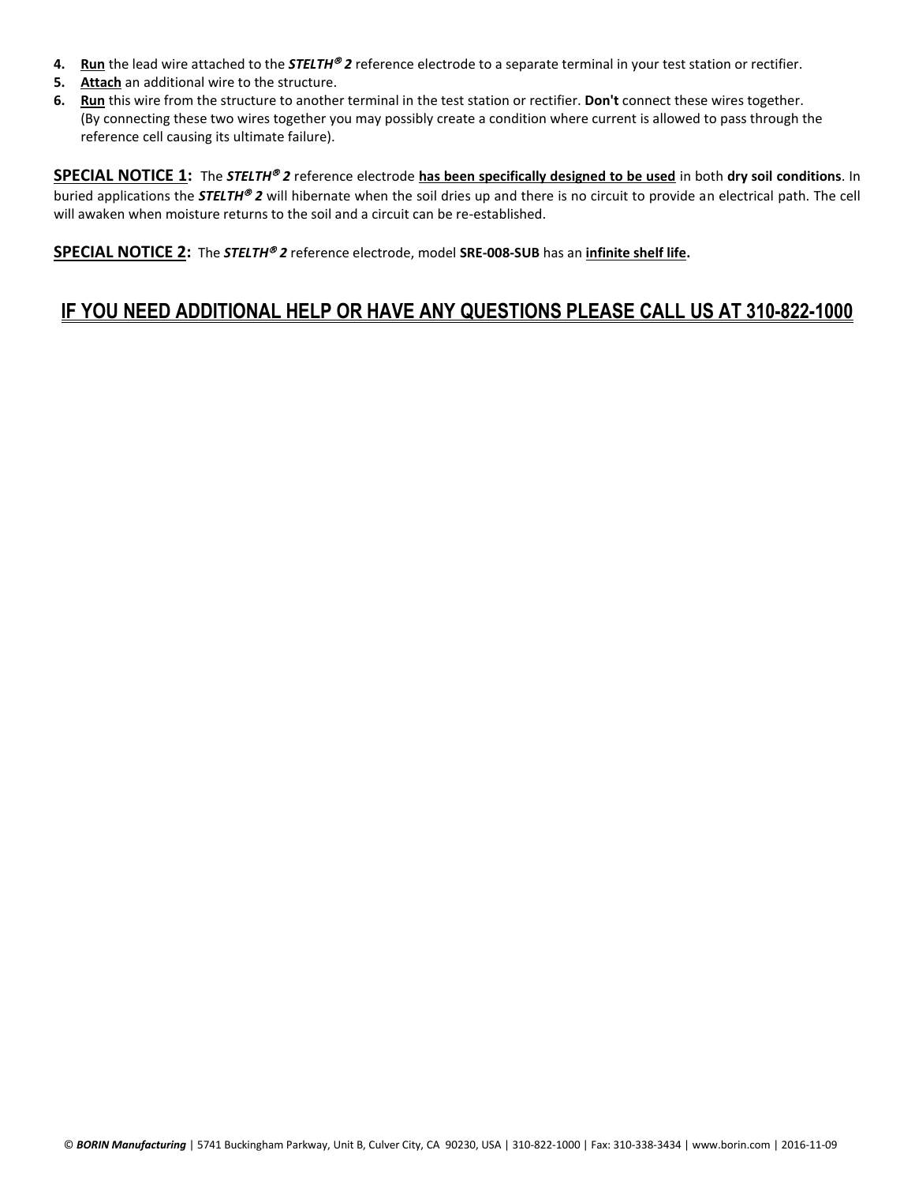4. **Run** the lead wire attached to the ***STELTH® 2*** reference electrode to a separate terminal in your test station or rectifier.
5. **Attach** an additional wire to the structure.
6. **Run** this wire from the structure to another terminal in the test station or rectifier. **Don't** connect these wires together. (By connecting these two wires together you may possibly create a condition where current is allowed to pass through the reference cell causing its ultimate failure).

**SPECIAL NOTICE 1:** The ***STELTH® 2*** reference electrode **has been specifically designed to be used** in both **dry soil conditions**. In buried applications the ***STELTH® 2*** will hibernate when the soil dries up and there is no circuit to provide an electrical path. The cell will awaken when moisture returns to the soil and a circuit can be re-established.

**SPECIAL NOTICE 2:** The ***STELTH® 2*** reference electrode, model **SRE-008-SUB** has an **infinite shelf life.**

## IF YOU NEED ADDITIONAL HELP OR HAVE ANY QUESTIONS PLEASE CALL US AT 310-822-1000

© ***BORIN Manufacturing*** | 5741 Buckingham Parkway, Unit B, Culver City, CA 90230, USA | 310-822-1000 | Fax: 310-338-3434 | www.borin.com | 2016-11-09